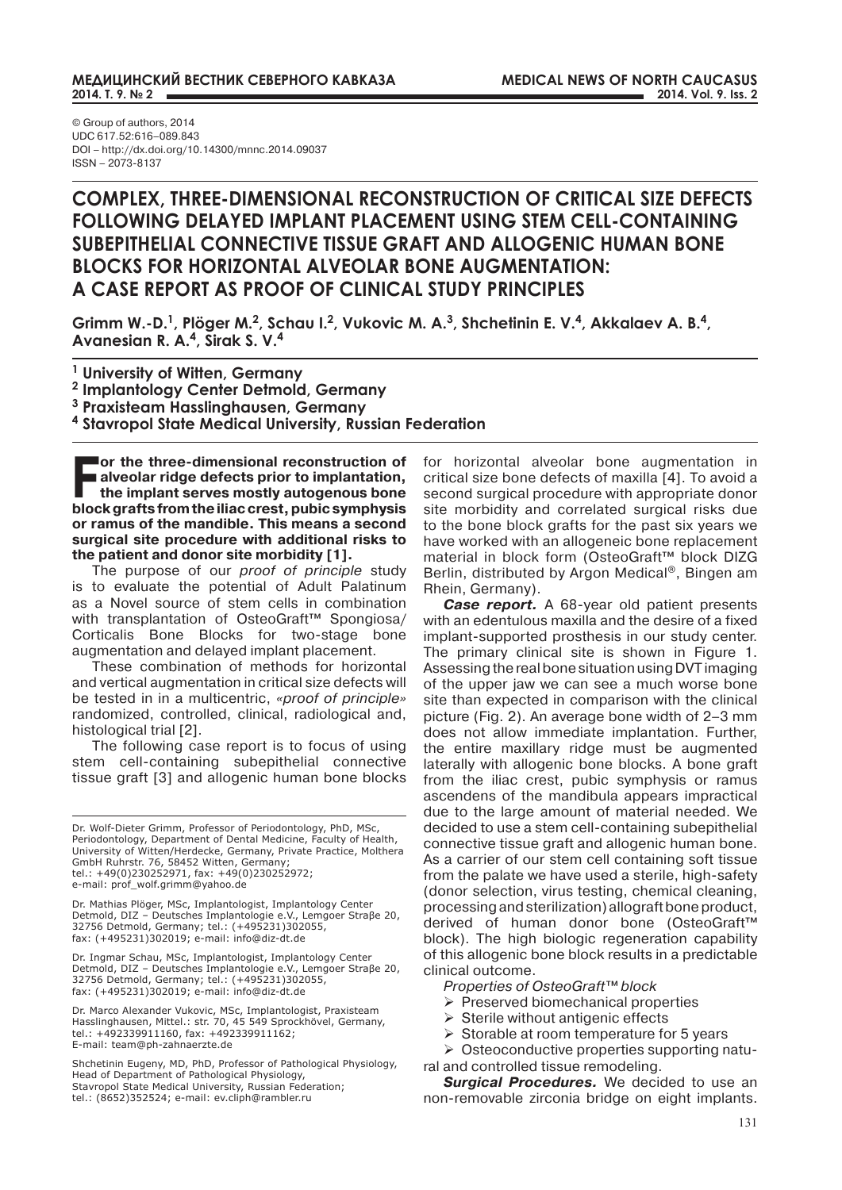© Group of authors, 2014
UDC 617.52:616–089.843
DOI – http://dx.doi.org/10.14300/mnnc.2014.09037
ISSN – 2073-8137

# COMPLEX, THREE-DIMENSIONAL RECONSTRUCTION OF CRITICAL SIZE DEFECTS FOLLOWING DELAYED IMPLANT PLACEMENT USING STEM CELL-CONTAINING SUBEPITHELIAL CONNECTIVE TISSUE GRAFT AND ALLOGENIC HUMAN BONE BLOCKS FOR HORIZONTAL ALVEOLAR BONE AUGMENTATION: A CASE REPORT AS PROOF OF CLINICAL STUDY PRINCIPLES

**Grimm W.-D.[1], Plöger M.[2], Schau I.[2], Vukovic M. A.[3], Shchetinin E. V.[4], Akkalaev A. B.[4], Avanesian R. A.[4], Sirak S. V.[4]**

[1] **University of Witten, Germany**
[2] **Implantology Center Detmold, Germany**
[3] **Praxisteam Hasslinghausen, Germany**
[4] **Stavropol State Medical University, Russian Federation**

**For the three-dimensional reconstruction of alveolar ridge defects prior to implantation, the implant serves mostly autogenous bone block grafts from the iliac crest, pubic symphysis or ramus of the mandible. This means a second surgical site procedure with additional risks to the patient and donor site morbidity [1].**

The purpose of our *proof of principle* study is to evaluate the potential of Adult Palatinum as a Novel source of stem cells in combination with transplantation of OsteoGraft™ Spongiosa/Corticalis Bone Blocks for two-stage bone augmentation and delayed implant placement.

These combination of methods for horizontal and vertical augmentation in critical size defects will be tested in in a multicentric, *«proof of principle»* randomized, controlled, clinical, radiological and, histological trial [2].

The following case report is to focus of using stem cell-containing subepithelial connective tissue graft [3] and allogenic human bone blocks for horizontal alveolar bone augmentation in critical size bone defects of maxilla [4]. To avoid a second surgical procedure with appropriate donor site morbidity and correlated surgical risks due to the bone block grafts for the past six years we have worked with an allogeneic bone replacement material in block form (OsteoGraft™ block DIZG Berlin, distributed by Argon Medical®, Bingen am Rhein, Germany).

***Case report.*** A 68-year old patient presents with an edentulous maxilla and the desire of a fixed implant-supported prosthesis in our study center. The primary clinical site is shown in Figure 1. Assessing the real bone situation using DVT imaging of the upper jaw we can see a much worse bone site than expected in comparison with the clinical picture (Fig. 2). An average bone width of 2–3 mm does not allow immediate implantation. Further, the entire maxillary ridge must be augmented laterally with allogenic bone blocks. A bone graft from the iliac crest, pubic symphysis or ramus ascendens of the mandibula appears impractical due to the large amount of material needed. We decided to use a stem cell-containing subepithelial connective tissue graft and allogenic human bone. As a carrier of our stem cell containing soft tissue from the palate we have used a sterile, high-safety (donor selection, virus testing, chemical cleaning, processing and sterilization) allograft bone product, derived of human donor bone (OsteoGraft™ block). The high biologic regeneration capability of this allogenic bone block results in a predictable clinical outcome.

*Properties of OsteoGraft™ block*

- Preserved biomechanical properties
- Sterile without antigenic effects
- Storable at room temperature for 5 years
- Osteoconductive properties supporting natural and controlled tissue remodeling.

***Surgical Procedures.*** We decided to use an non-removable zirconia bridge on eight implants.

---

Dr. Wolf-Dieter Grimm, Professor of Periodontology, PhD, MSc, Periodontology, Department of Dental Medicine, Faculty of Health, University of Witten/Herdecke, Germany, Private Practice, Molthera GmbH Ruhrstr. 76, 58452 Witten, Germany; tel.: +49(0)230252971, fax: +49(0)230252972; e-mail: prof_wolf.grimm@yahoo.de

Dr. Mathias Plöger, MSc, Implantologist, Implantology Center Detmold, DIZ – Deutsches Implantologie e.V., Lemgoer Straβe 20, 32756 Detmold, Germany; tel.: (+495231)302055, fax: (+495231)302019; e-mail: info@diz-dt.de

Dr. Ingmar Schau, MSc, Implantologist, Implantology Center Detmold, DIZ – Deutsches Implantologie e.V., Lemgoer Straβe 20, 32756 Detmold, Germany; tel.: (+495231)302055, fax: (+495231)302019; e-mail: info@diz-dt.de

Dr. Marco Alexander Vukovic, MSc, Implantologist, Praxisteam Hasslinghausen, Mittel.: str. 70, 45 549 Sprockhövel, Germany, tel.: +492339911160, fax: +492339911162; E-mail: team@ph-zahnaerzte.de

Shchetinin Eugeny, MD, PhD, Professor of Pathological Physiology, Head of Department of Pathological Physiology, Stavropol State Medical University, Russian Federation; tel.: (8652)352524; e-mail: ev.cliph@rambler.ru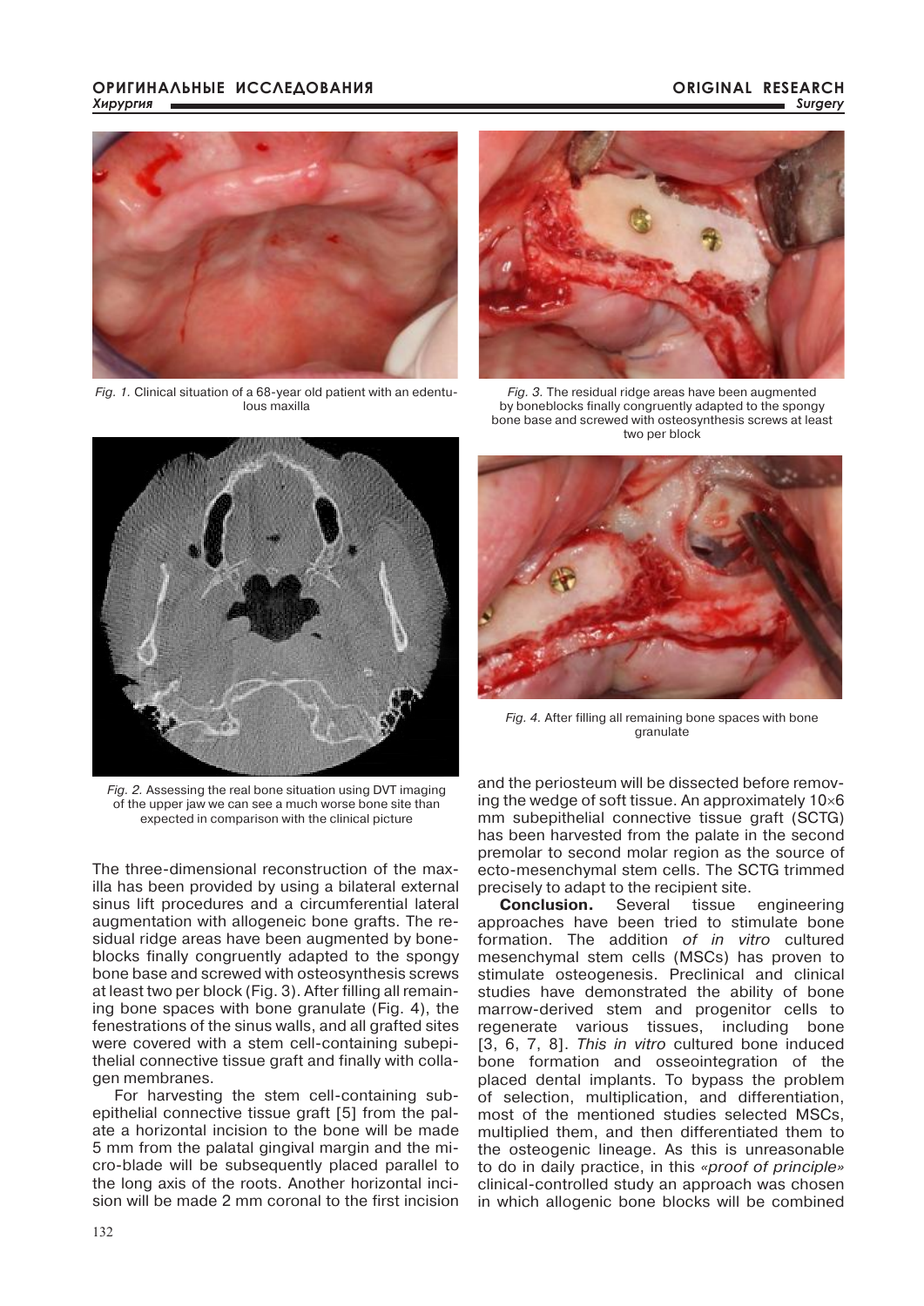Fig. 1. Clinical situation of a 68-year old patient with an edentulous maxilla

Fig. 3. The residual ridge areas have been augmented by boneblocks finally congruently adapted to the spongy bone base and screwed with osteosynthesis screws at least two per block

Fig. 2. Assessing the real bone situation using DVT imaging of the upper jaw we can see a much worse bone site than expected in comparison with the clinical picture

Fig. 4. After filling all remaining bone spaces with bone granulate

The three-dimensional reconstruction of the maxilla has been provided by using a bilateral external sinus lift procedures and a circumferential lateral augmentation with allogeneic bone grafts. The residual ridge areas have been augmented by boneblocks finally congruently adapted to the spongy bone base and screwed with osteosynthesis screws at least two per block (Fig. 3). After filling all remaining bone spaces with bone granulate (Fig. 4), the fenestrations of the sinus walls, and all grafted sites were covered with a stem cell-containing subepithelial connective tissue graft and finally with collagen membranes.

For harvesting the stem cell-containing subepithelial connective tissue graft [5] from the palate a horizontal incision to the bone will be made 5 mm from the palatal gingival margin and the micro-blade will be subsequently placed parallel to the long axis of the roots. Another horizontal incision will be made 2 mm coronal to the first incision and the periosteum will be dissected before removing the wedge of soft tissue. An approximately 10×6 mm subepithelial connective tissue graft (SCTG) has been harvested from the palate in the second premolar to second molar region as the source of ecto-mesenchymal stem cells. The SCTG trimmed precisely to adapt to the recipient site.

**Conclusion.** Several tissue engineering approaches have been tried to stimulate bone formation. The addition *of in vitro* cultured mesenchymal stem cells (MSCs) has proven to stimulate osteogenesis. Preclinical and clinical studies have demonstrated the ability of bone marrow-derived stem and progenitor cells to regenerate various tissues, including bone [3, 6, 7, 8]. *This in vitro* cultured bone induced bone formation and osseointegration of the placed dental implants. To bypass the problem of selection, multiplication, and differentiation, most of the mentioned studies selected MSCs, multiplied them, and then differentiated them to the osteogenic lineage. As this is unreasonable to do in daily practice, in this *«proof of principle»* clinical-controlled study an approach was chosen in which allogenic bone blocks will be combined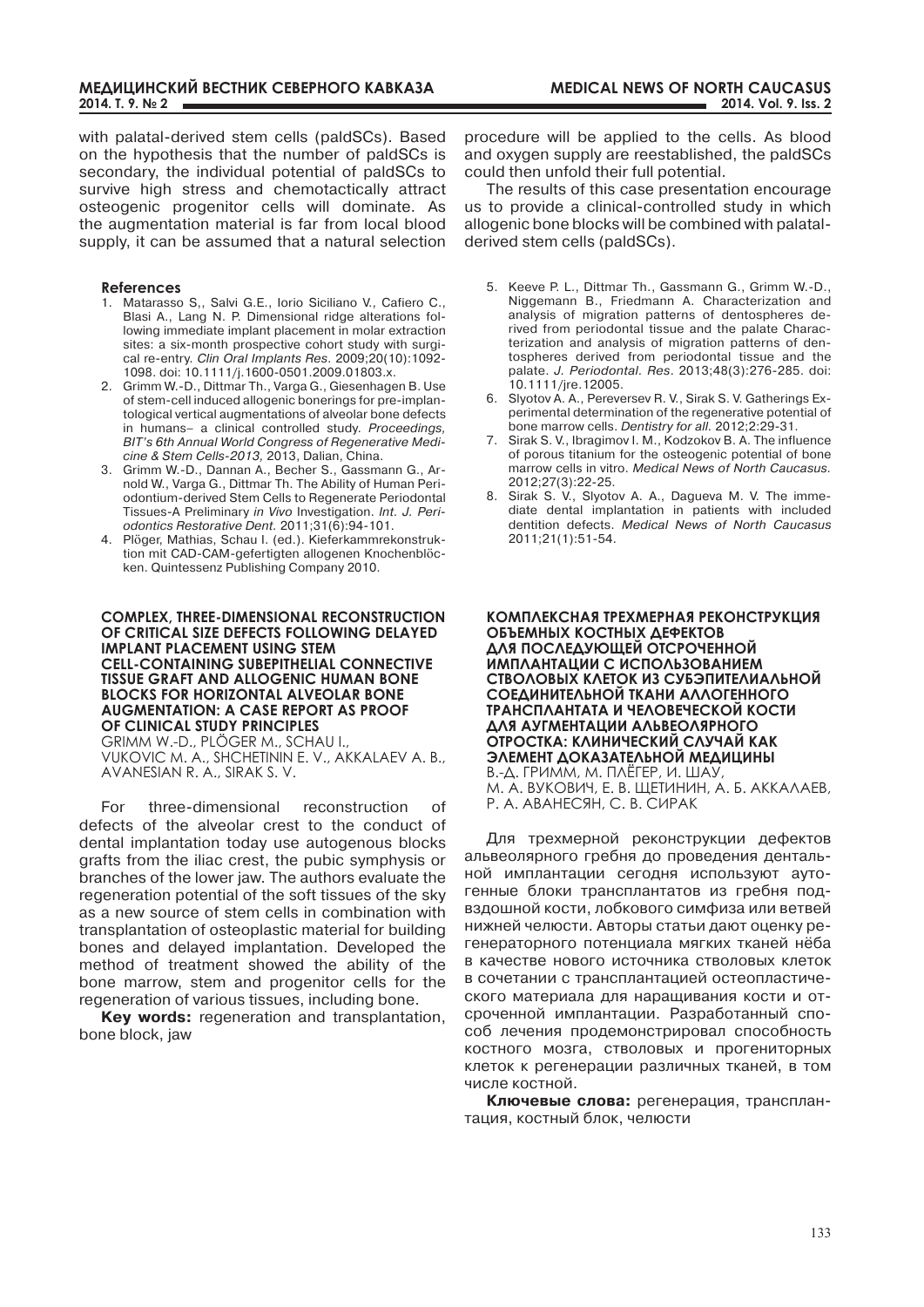with palatal-derived stem cells (paldSCs). Based on the hypothesis that the number of paldSCs is secondary, the individual potential of paldSCs to survive high stress and chemotactically attract osteogenic progenitor cells will dominate. As the augmentation material is far from local blood supply, it can be assumed that a natural selection procedure will be applied to the cells. As blood and oxygen supply are reestablished, the paldSCs could then unfold their full potential.

The results of this case presentation encourage us to provide a clinical-controlled study in which allogenic bone blocks will be combined with palatal-derived stem cells (paldSCs).

### References

1. Matarasso S,, Salvi G.E., Iorio Siciliano V., Cafiero C., Blasi A., Lang N. P. Dimensional ridge alterations following immediate implant placement in molar extraction sites: a six-month prospective cohort study with surgical re-entry. *Clin Oral Implants Res*. 2009;20(10):1092-1098. doi: 10.1111/j.1600-0501.2009.01803.x.
2. Grimm W.-D., Dittmar Th., Varga G., Giesenhagen B. Use of stem-cell induced allogenic boneгings for pre-implantological vertical augmentations of alveolar bone defects in humans– a clinical controlled study. *Proceedings, BIT's 6th Annual World Congress of Regenerative Medicine & Stem Cells-2013,* 2013, Dalian, China.
3. Grimm W.-D., Dannan A., Becher S., Gassmann G., Arnold W., Varga G., Dittmar Th. The Ability of Human Periodontium-derived Stem Cells to Regenerate Periodontal Tissues-A Preliminary *in Vivo* Investigation. *Int. J. Periodontics Restorative Dent.* 2011;31(6):94-101.
4. Plöger, Mathias, Schau I. (ed.). Kieferkammrekonstruktion mit CAD-CAM-gefertigten allogenen Knochenblöcken. Quintessenz Publishing Company 2010.
5. Keeve P. L., Dittmar Th., Gassmann G., Grimm W.-D., Niggemann B., Friedmann A. Characterization and analysis of migration patterns of dentospheres derived from periodontal tissue and the palate Characterization and analysis of migration patterns of dentospheres derived from periodontal tissue and the palate. *J. Periodontal. Res*. 2013;48(3):276-285. doi: 10.1111/jre.12005.
6. Slyotov A. A., Pereversev R. V., Sirak S. V. Gatherings Experimental determination of the regenerative potential of bone marrow cells. *Dentistry for all.* 2012;2:29-31.
7. Sirak S. V., Ibragimov I. M., Kodzokov B. A. The influence of porous titanium for the osteogenic potential of bone marrow cells in vitro. *Medical News of North Caucasus.* 2012;27(3):22-25.
8. Sirak S. V., Slyotov A. A., Dagueva M. V. The immediate dental implantation in patients with included dentition defects. *Medical News of North Caucasus* 2011;21(1):51-54.

### COMPLEX, THREE-DIMENSIONAL RECONSTRUCTION OF CRITICAL SIZE DEFECTS FOLLOWING DELAYED IMPLANT PLACEMENT USING STEM CELL-CONTAINING SUBEPITHELIAL CONNECTIVE TISSUE GRAFT AND ALLOGENIC HUMAN BONE BLOCKS FOR HORIZONTAL ALVEOLAR BONE AUGMENTATION: A CASE REPORT AS PROOF OF CLINICAL STUDY PRINCIPLES

GRIMM W.-D., PLÖGER M., SCHAU I., VUKOVIC M. A., SHCHETININ E. V., AKKALAEV A. B., AVANESIAN R. A., SIRAK S. V.

For three-dimensional reconstruction of defects of the alveolar crest to the conduct of dental implantation today use autogenous blocks grafts from the iliac crest, the pubic symphysis or branches of the lower jaw. The authors evaluate the regeneration potential of the soft tissues of the sky as a new source of stem cells in combination with transplantation of osteoplastic material for building bones and delayed implantation. Developed the method of treatment showed the ability of the bone marrow, stem and progenitor cells for the regeneration of various tissues, including bone.

**Key words:** regeneration and transplantation, bone block, jaw

### КОМПЛЕКСНАЯ ТРЕХМЕРНАЯ РЕКОНСТРУКЦИЯ ОБЪЕМНЫХ КОСТНЫХ ДЕФЕКТОВ ДЛЯ ПОСЛЕДУЮЩЕЙ ОТСРОЧЕННОЙ ИМПЛАНТАЦИИ С ИСПОЛЬЗОВАНИЕМ СТВОЛОВЫХ КЛЕТОК ИЗ СУБЭПИТЕЛИАЛЬНОЙ СОЕДИНИТЕЛЬНОЙ ТКАНИ АЛЛОГЕННОГО ТРАНСПЛАНТАТА И ЧЕЛОВЕЧЕСКОЙ КОСТИ ДЛЯ АУГМЕНТАЦИИ АЛЬВЕОЛЯРНОГО ОТРОСТКА: КЛИНИЧЕСКИЙ СЛУЧАЙ КАК ЭЛЕМЕНТ ДОКАЗАТЕЛЬНОЙ МЕДИЦИНЫ

В.-Д. ГРИММ, М. ПЛЁГЕР, И. ШАУ, М. А. ВУКОВИЧ, Е. В. ЩЕТИНИН, А. Б. АККАЛАЕВ, Р. А. АВАНЕСЯН, С. В. СИРАК

Для трехмерной реконструкции дефектов альвеолярного гребня до проведения дентальной имплантации сегодня используют аутогенные блоки трансплантатов из гребня подвздошной кости, лобкового симфиза или ветвей нижней челюсти. Авторы статьи дают оценку регенераторного потенциала мягких тканей нёба в качестве нового источника стволовых клеток в сочетании с трансплантацией остеопластического материала для наращивания кости и отсроченной имплантации. Разработанный способ лечения продемонстрировал способность костного мозга, стволовых и прогениторных клеток к регенерации различных тканей, в том числе костной.

**Ключевые слова:** регенерация, трансплантация, костный блок, челюсти